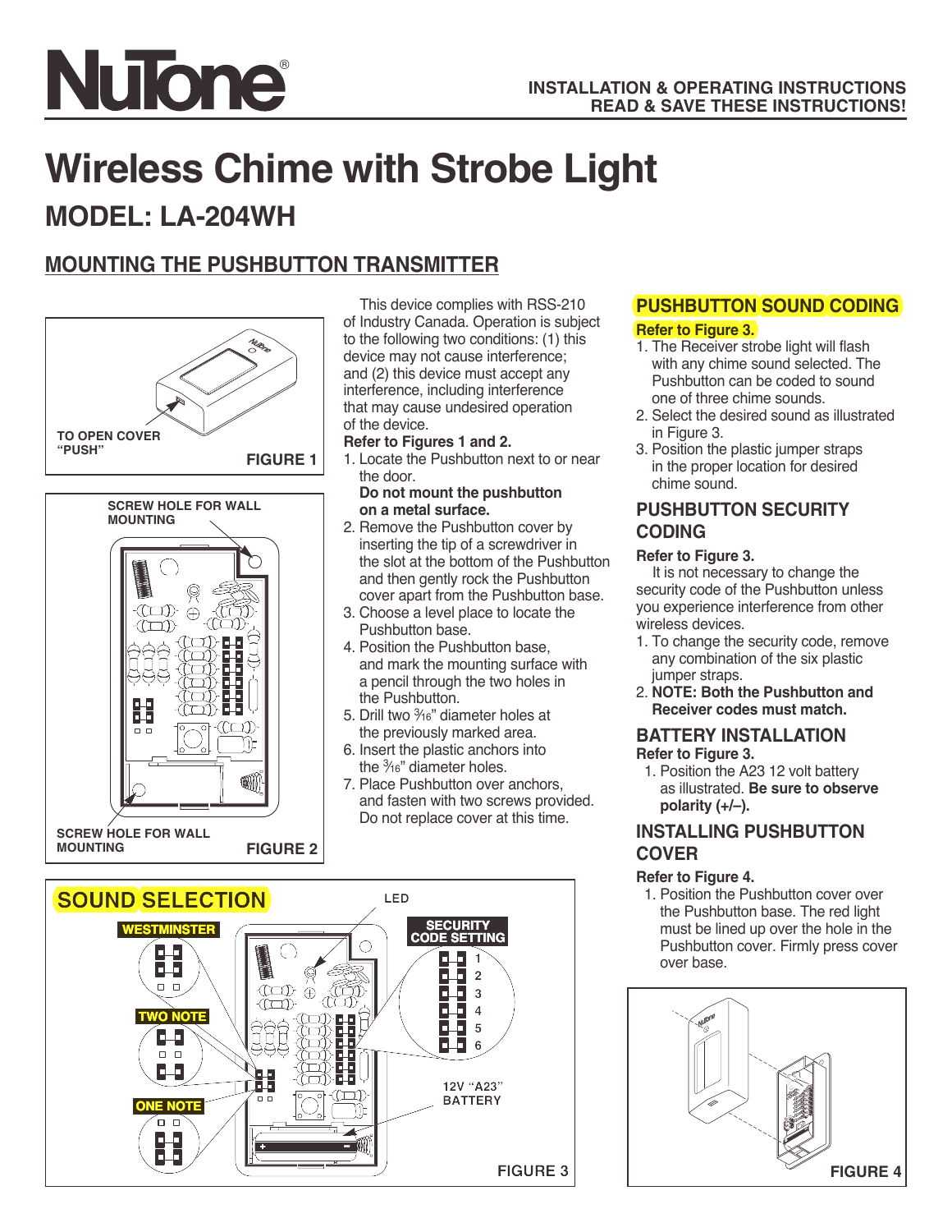# NuTone

**INSTALLATION & OPERATING INSTRUCTIONS**
**READ & SAVE THESE INSTRUCTIONS!**

# Wireless Chime with Strobe Light

## MODEL: LA-204WH

## MOUNTING THE PUSHBUTTON TRANSMITTER

TO OPEN COVER "PUSH"

FIGURE 1

SCREW HOLE FOR WALL MOUNTING

SCREW HOLE FOR WALL MOUNTING

FIGURE 2

This device complies with RSS-210 of Industry Canada. Operation is subject to the following two conditions: (1) this device may not cause interference; and (2) this device must accept any interference, including interference that may cause undesired operation of the device.

**Refer to Figures 1 and 2.**

1. Locate the Pushbutton next to or near the door.
   **Do not mount the pushbutton on a metal surface.**
2. Remove the Pushbutton cover by inserting the tip of a screwdriver in the slot at the bottom of the Pushbutton and then gently rock the Pushbutton cover apart from the Pushbutton base.
3. Choose a level place to locate the Pushbutton base.
4. Position the Pushbutton base, and mark the mounting surface with a pencil through the two holes in the Pushbutton.
5. Drill two 3⁄16" diameter holes at the previously marked area.
6. Insert the plastic anchors into the 3⁄16" diameter holes.
7. Place Pushbutton over anchors, and fasten with two screws provided. Do not replace cover at this time.

## PUSHBUTTON SOUND CODING

**Refer to Figure 3.**

1. The Receiver strobe light will flash with any chime sound selected. The Pushbutton can be coded to sound one of three chime sounds.
2. Select the desired sound as illustrated in Figure 3.
3. Position the plastic jumper straps in the proper location for desired chime sound.

## PUSHBUTTON SECURITY CODING

**Refer to Figure 3.**

It is not necessary to change the security code of the Pushbutton unless you experience interference from other wireless devices.

1. To change the security code, remove any combination of the six plastic jumper straps.
2. **NOTE: Both the Pushbutton and Receiver codes must match.**

## BATTERY INSTALLATION

**Refer to Figure 3.**

1. Position the A23 12 volt battery as illustrated. **Be sure to observe polarity (+/–).**

## INSTALLING PUSHBUTTON COVER

**Refer to Figure 4.**

1. Position the Pushbutton cover over the Pushbutton base. The red light must be lined up over the hole in the Pushbutton cover. Firmly press cover over base.

**SOUND SELECTION**

WESTMINSTER

TWO NOTE

ONE NOTE

LED

SECURITY CODE SETTING

1 2 3 4 5 6

12V "A23" BATTERY

FIGURE 3

FIGURE 4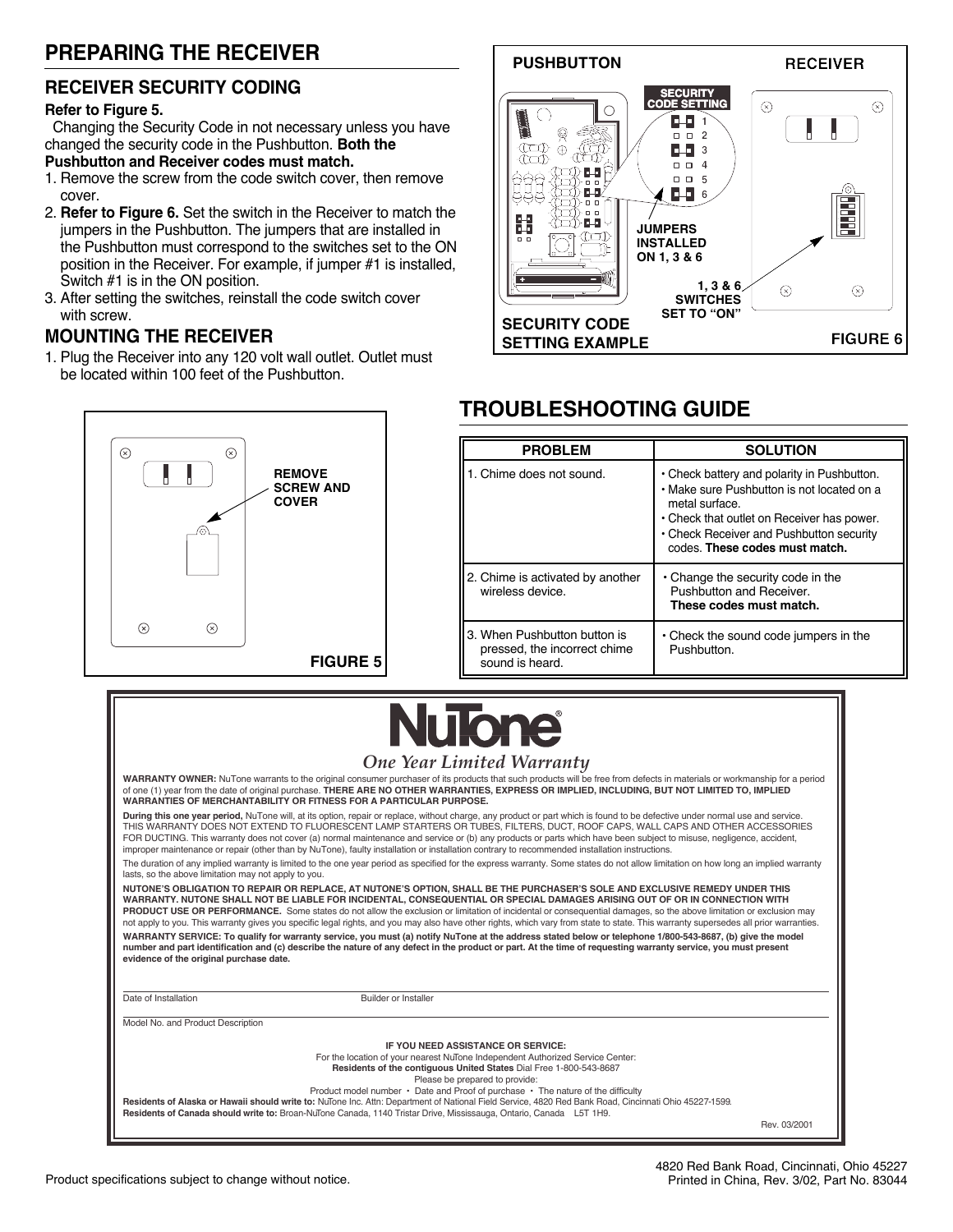## PREPARING THE RECEIVER

### RECEIVER SECURITY CODING

**Refer to Figure 5.**

Changing the Security Code in not necessary unless you have changed the security code in the Pushbutton. **Both the Pushbutton and Receiver codes must match.**

1. Remove the screw from the code switch cover, then remove cover.
2. **Refer to Figure 6.** Set the switch in the Receiver to match the jumpers in the Pushbutton. The jumpers that are installed in the Pushbutton must correspond to the switches set to the ON position in the Receiver. For example, if jumper #1 is installed, Switch #1 is in the ON position.
3. After setting the switches, reinstall the code switch cover with screw.

### MOUNTING THE RECEIVER

1. Plug the Receiver into any 120 volt wall outlet. Outlet must be located within 100 feet of the Pushbutton.

REMOVE SCREW AND COVER

FIGURE 5

PUSHBUTTON

RECEIVER

SECURITY CODE SETTING

1
2
3
4
5
6

JUMPERS INSTALLED ON 1, 3 & 6

1, 3 & 6 SWITCHES SET TO "ON"

SECURITY CODE SETTING EXAMPLE

FIGURE 6

## TROUBLESHOOTING GUIDE

| PROBLEM | SOLUTION |
|---|---|
| 1. Chime does not sound. | • Check battery and polarity in Pushbutton.<br>• Make sure Pushbutton is not located on a metal surface.<br>• Check that outlet on Receiver has power.<br>• Check Receiver and Pushbutton security codes. **These codes must match.** |
| 2. Chime is activated by another wireless device. | • Change the security code in the Pushbutton and Receiver. **These codes must match.** |
| 3. When Pushbutton button is pressed, the incorrect chime sound is heard. | • Check the sound code jumpers in the Pushbutton. |

# NuTone®

*One Year Limited Warranty*

**WARRANTY OWNER:** NuTone warrants to the original consumer purchaser of its products that such products will be free from defects in materials or workmanship for a period of one (1) year from the date of original purchase. **THERE ARE NO OTHER WARRANTIES, EXPRESS OR IMPLIED, INCLUDING, BUT NOT LIMITED TO, IMPLIED WARRANTIES OF MERCHANTABILITY OR FITNESS FOR A PARTICULAR PURPOSE.**

**During this one year period,** NuTone will, at its option, repair or replace, without charge, any product or part which is found to be defective under normal use and service. THIS WARRANTY DOES NOT EXTEND TO FLUORESCENT LAMP STARTERS OR TUBES, FILTERS, DUCT, ROOF CAPS, WALL CAPS AND OTHER ACCESSORIES FOR DUCTING. This warranty does not cover (a) normal maintenance and service or (b) any products or parts which have been subject to misuse, negligence, accident, improper maintenance or repair (other than by NuTone), faulty installation or installation contrary to recommended installation instructions.

The duration of any implied warranty is limited to the one year period as specified for the express warranty. Some states do not allow limitation on how long an implied warranty lasts, so the above limitation may not apply to you.

**NUTONE'S OBLIGATION TO REPAIR OR REPLACE, AT NUTONE'S OPTION, SHALL BE THE PURCHASER'S SOLE AND EXCLUSIVE REMEDY UNDER THIS WARRANTY. NUTONE SHALL NOT BE LIABLE FOR INCIDENTAL, CONSEQUENTIAL OR SPECIAL DAMAGES ARISING OUT OF OR IN CONNECTION WITH PRODUCT USE OR PERFORMANCE.** Some states do not allow the exclusion or limitation of incidental or consequential damages, so the above limitation or exclusion may not apply to you. This warranty gives you specific legal rights, and you may also have other rights, which vary from state to state. This warranty supersedes all prior warranties.

**WARRANTY SERVICE: To qualify for warranty service, you must (a) notify NuTone at the address stated below or telephone 1/800-543-8687, (b) give the model number and part identification and (c) describe the nature of any defect in the product or part. At the time of requesting warranty service, you must present evidence of the original purchase date.**

Date of Installation　　　　　　Builder or Installer

Model No. and Product Description

**IF YOU NEED ASSISTANCE OR SERVICE:**

For the location of your nearest NuTone Independent Authorized Service Center:

**Residents of the contiguous United States** Dial Free 1-800-543-8687

Please be prepared to provide:

Product model number • Date and Proof of purchase • The nature of the difficulty

**Residents of Alaska or Hawaii should write to:** NuTone Inc. Attn: Department of National Field Service, 4820 Red Bank Road, Cincinnati Ohio 45227-1599.

**Residents of Canada should write to:** Broan-NuTone Canada, 1140 Tristar Drive, Mississauga, Ontario, Canada L5T 1H9.

Rev. 03/2001

Product specifications subject to change without notice.

4820 Red Bank Road, Cincinnati, Ohio 45227
Printed in China, Rev. 3/02, Part No. 83044